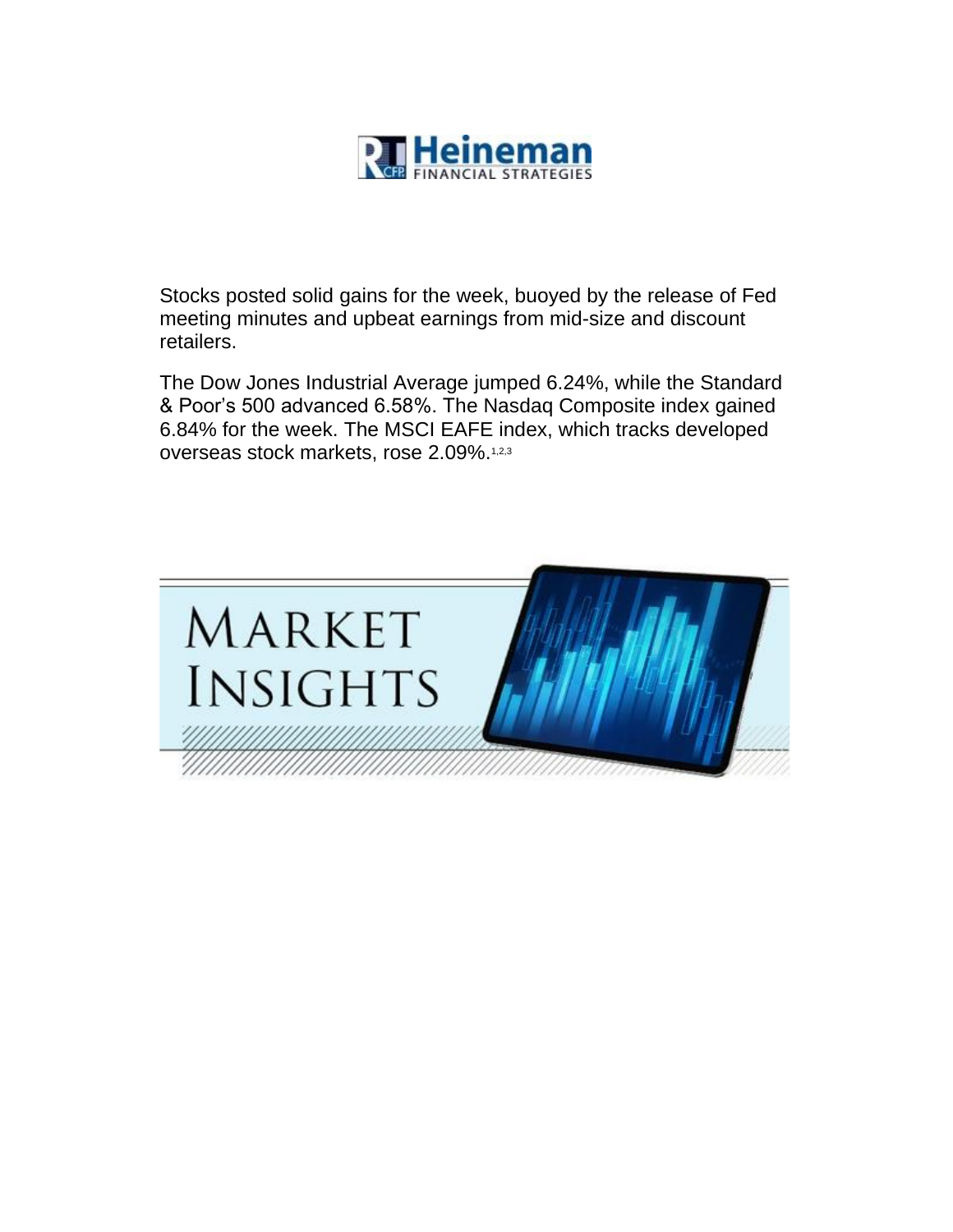Stocks posted solid gains for the week, buoyed by the release of Fed meeting minutes and upbeat earnings from mid-size and discount retailers.

The Dow Jones Industrial Average jumped 6.24%, while the Standard & Poor's 500 advanced 6.58%. The Nasdaq Composite index gained 6.84% for the week. The MSCI EAFE index, which tracks developed overseas stock markets, rose 2.09%.[1,2,3]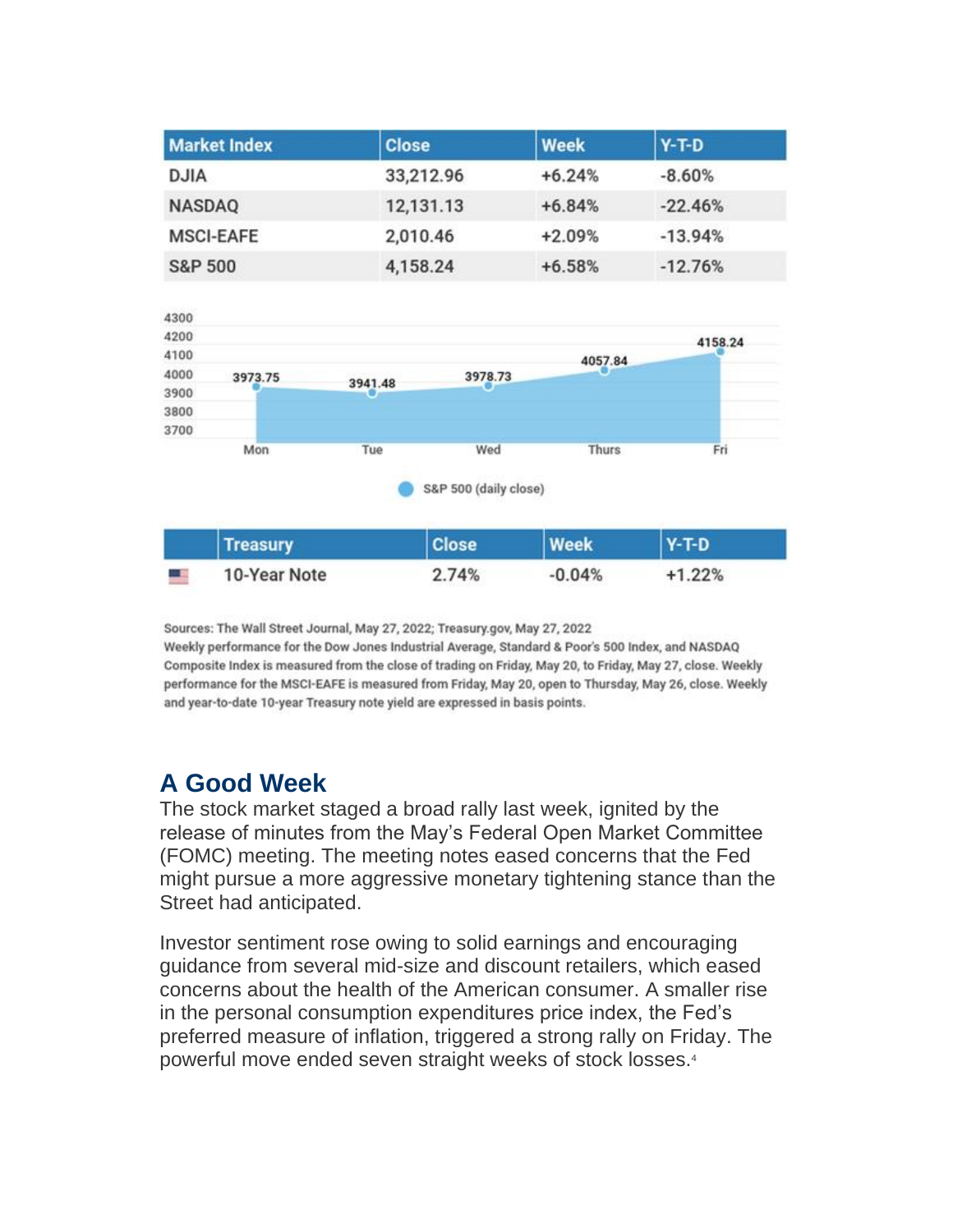| Market Index | Close | Week | Y-T-D |
|---|---|---|---|
| DJIA | 33,212.96 | +6.24% | -8.60% |
| NASDAQ | 12,131.13 | +6.84% | -22.46% |
| MSCI-EAFE | 2,010.46 | +2.09% | -13.94% |
| S&P 500 | 4,158.24 | +6.58% | -12.76% |

| Day | S&P 500 (daily close) |
|---|---|
| Mon | 3973.75 |
| Tue | 3941.48 |
| Wed | 3978.73 |
| Thurs | 4057.84 |
| Fri | 4158.24 |

| Treasury | Close | Week | Y-T-D |
|---|---|---|---|
| 10-Year Note | 2.74% | -0.04% | +1.22% |

Sources: The Wall Street Journal, May 27, 2022; Treasury.gov, May 27, 2022
Weekly performance for the Dow Jones Industrial Average, Standard & Poor's 500 Index, and NASDAQ Composite Index is measured from the close of trading on Friday, May 20, to Friday, May 27, close. Weekly performance for the MSCI-EAFE is measured from Friday, May 20, open to Thursday, May 26, close. Weekly and year-to-date 10-year Treasury note yield are expressed in basis points.

## A Good Week

The stock market staged a broad rally last week, ignited by the release of minutes from the May's Federal Open Market Committee (FOMC) meeting. The meeting notes eased concerns that the Fed might pursue a more aggressive monetary tightening stance than the Street had anticipated.

Investor sentiment rose owing to solid earnings and encouraging guidance from several mid-size and discount retailers, which eased concerns about the health of the American consumer. A smaller rise in the personal consumption expenditures price index, the Fed's preferred measure of inflation, triggered a strong rally on Friday. The powerful move ended seven straight weeks of stock losses.[4]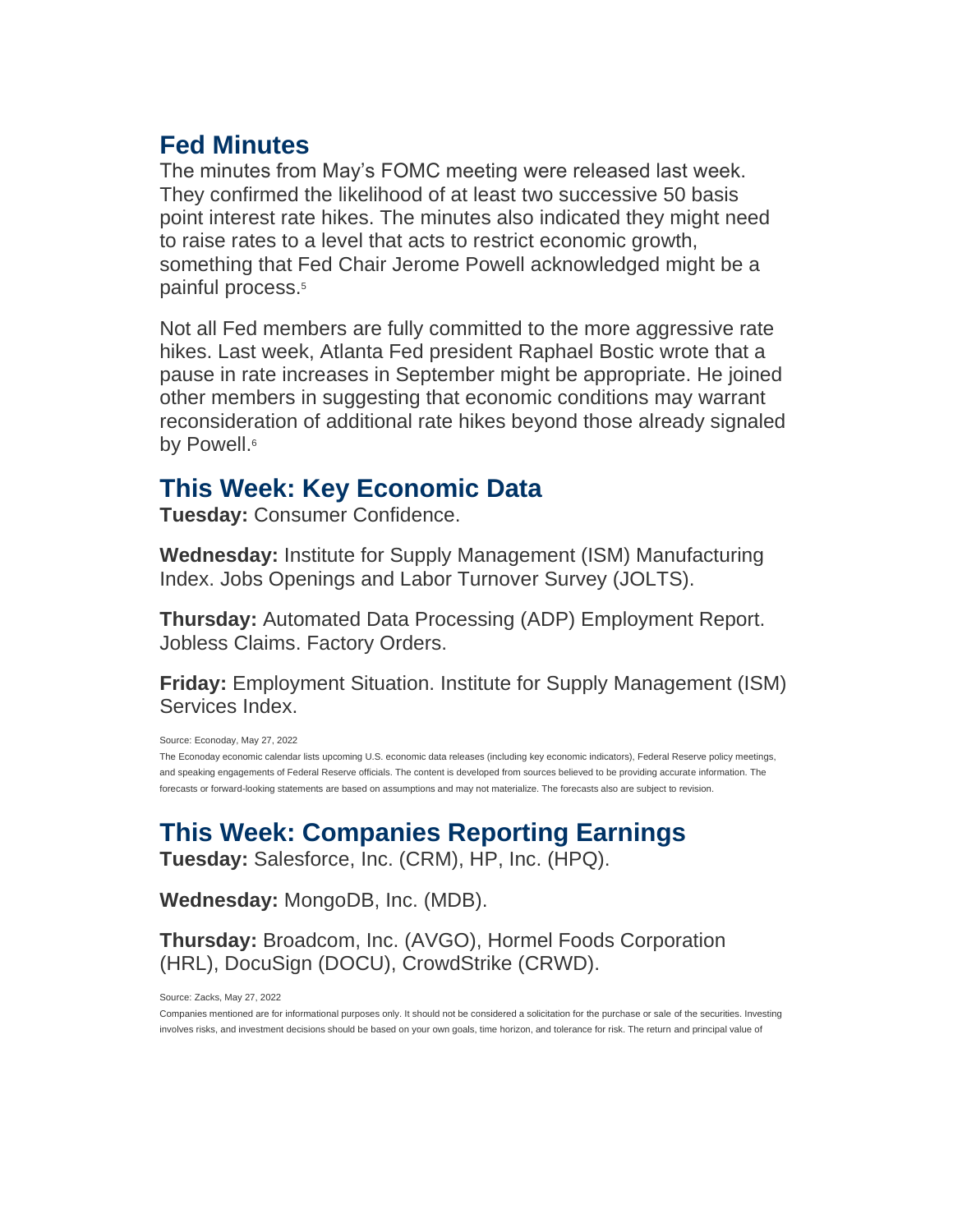## Fed Minutes

The minutes from May's FOMC meeting were released last week. They confirmed the likelihood of at least two successive 50 basis point interest rate hikes. The minutes also indicated they might need to raise rates to a level that acts to restrict economic growth, something that Fed Chair Jerome Powell acknowledged might be a painful process.[5]

Not all Fed members are fully committed to the more aggressive rate hikes. Last week, Atlanta Fed president Raphael Bostic wrote that a pause in rate increases in September might be appropriate. He joined other members in suggesting that economic conditions may warrant reconsideration of additional rate hikes beyond those already signaled by Powell.[6]

## This Week: Key Economic Data

**Tuesday:** Consumer Confidence.

**Wednesday:** Institute for Supply Management (ISM) Manufacturing Index. Jobs Openings and Labor Turnover Survey (JOLTS).

**Thursday:** Automated Data Processing (ADP) Employment Report. Jobless Claims. Factory Orders.

**Friday:** Employment Situation. Institute for Supply Management (ISM) Services Index.

Source: Econoday, May 27, 2022

The Econoday economic calendar lists upcoming U.S. economic data releases (including key economic indicators), Federal Reserve policy meetings, and speaking engagements of Federal Reserve officials. The content is developed from sources believed to be providing accurate information. The forecasts or forward-looking statements are based on assumptions and may not materialize. The forecasts also are subject to revision.

## This Week: Companies Reporting Earnings

**Tuesday:** Salesforce, Inc. (CRM), HP, Inc. (HPQ).

**Wednesday:** MongoDB, Inc. (MDB).

**Thursday:** Broadcom, Inc. (AVGO), Hormel Foods Corporation (HRL), DocuSign (DOCU), CrowdStrike (CRWD).

Source: Zacks, May 27, 2022

Companies mentioned are for informational purposes only. It should not be considered a solicitation for the purchase or sale of the securities. Investing involves risks, and investment decisions should be based on your own goals, time horizon, and tolerance for risk. The return and principal value of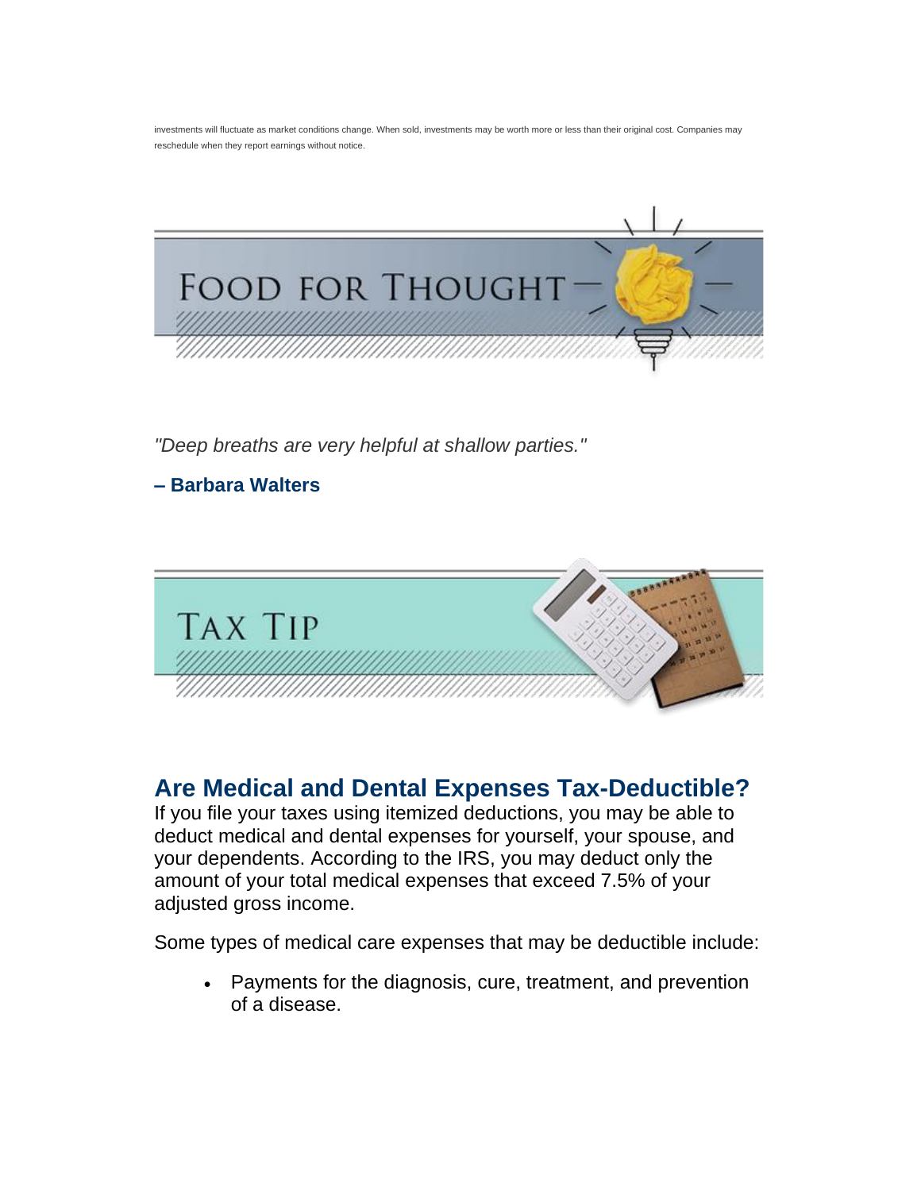investments will fluctuate as market conditions change. When sold, investments may be worth more or less than their original cost. Companies may reschedule when they report earnings without notice.

## Food for Thought

*"Deep breaths are very helpful at shallow parties."*

**– Barbara Walters**

## Tax Tip

### Are Medical and Dental Expenses Tax-Deductible?

If you file your taxes using itemized deductions, you may be able to deduct medical and dental expenses for yourself, your spouse, and your dependents. According to the IRS, you may deduct only the amount of your total medical expenses that exceed 7.5% of your adjusted gross income.

Some types of medical care expenses that may be deductible include:

- Payments for the diagnosis, cure, treatment, and prevention of a disease.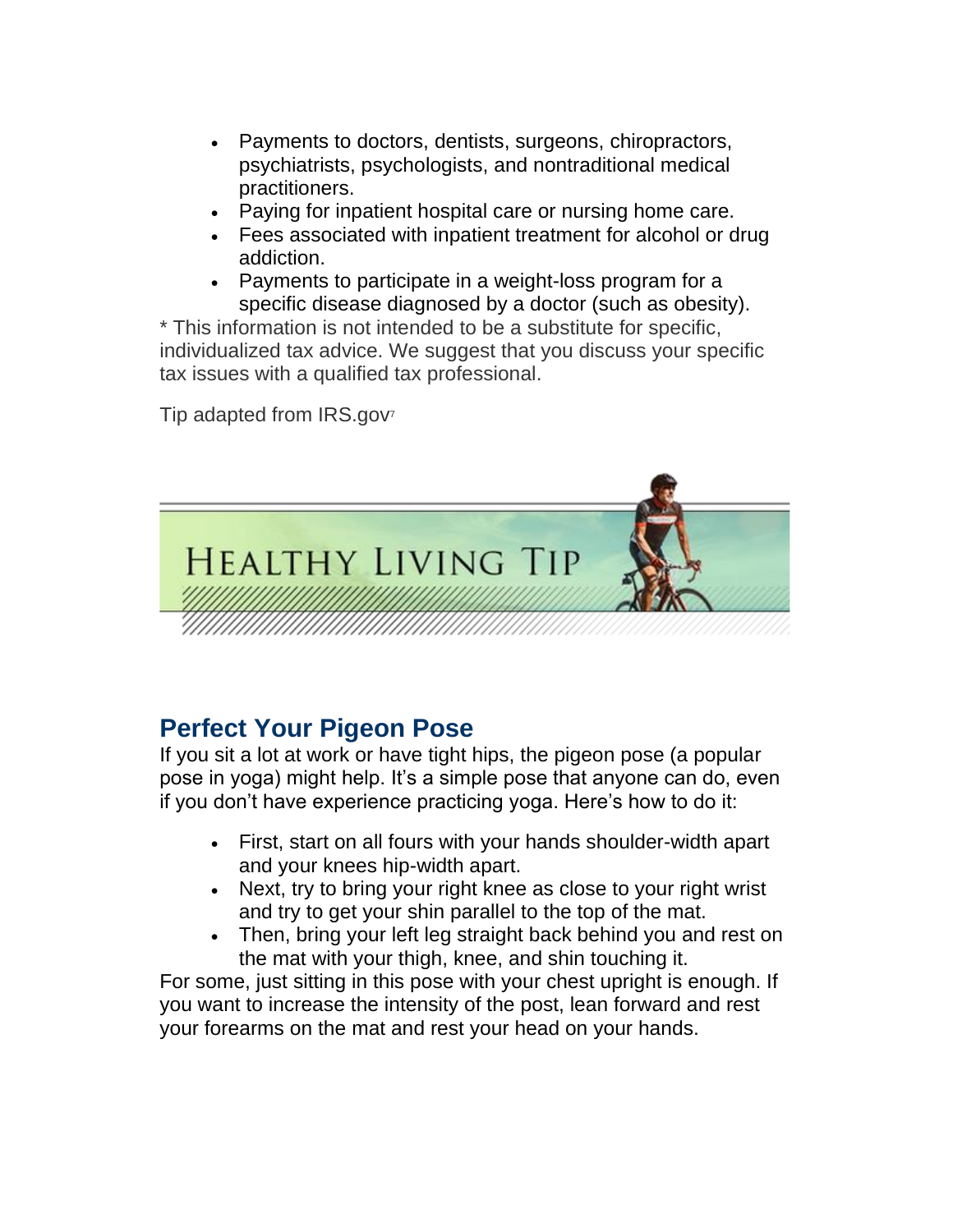- Payments to doctors, dentists, surgeons, chiropractors, psychiatrists, psychologists, and nontraditional medical practitioners.
- Paying for inpatient hospital care or nursing home care.
- Fees associated with inpatient treatment for alcohol or drug addiction.
- Payments to participate in a weight-loss program for a specific disease diagnosed by a doctor (such as obesity).

* This information is not intended to be a substitute for specific, individualized tax advice. We suggest that you discuss your specific tax issues with a qualified tax professional.

Tip adapted from IRS.gov[7]

HEALTHY LIVING TIP

## Perfect Your Pigeon Pose

If you sit a lot at work or have tight hips, the pigeon pose (a popular pose in yoga) might help. It's a simple pose that anyone can do, even if you don't have experience practicing yoga. Here's how to do it:

- First, start on all fours with your hands shoulder-width apart and your knees hip-width apart.
- Next, try to bring your right knee as close to your right wrist and try to get your shin parallel to the top of the mat.
- Then, bring your left leg straight back behind you and rest on the mat with your thigh, knee, and shin touching it.

For some, just sitting in this pose with your chest upright is enough. If you want to increase the intensity of the post, lean forward and rest your forearms on the mat and rest your head on your hands.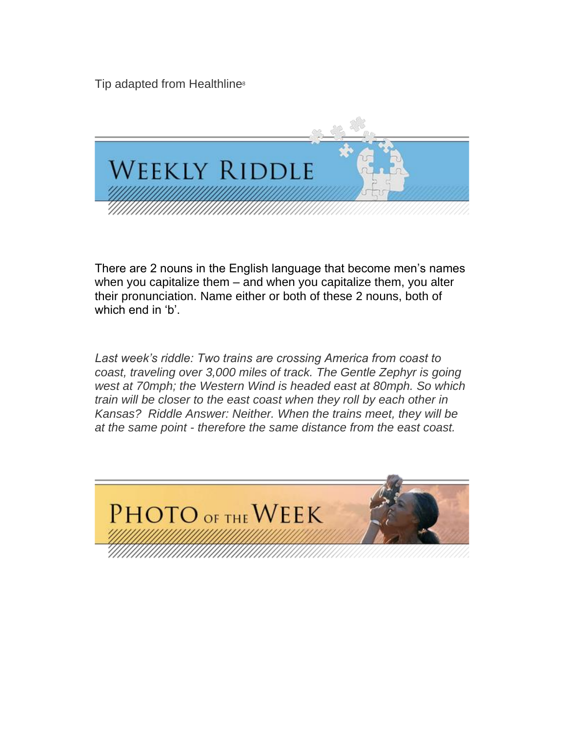Tip adapted from Healthline[8]

## WEEKLY RIDDLE

There are 2 nouns in the English language that become men's names when you capitalize them – and when you capitalize them, you alter their pronunciation. Name either or both of these 2 nouns, both of which end in 'b'.

*Last week's riddle: Two trains are crossing America from coast to coast, traveling over 3,000 miles of track. The Gentle Zephyr is going west at 70mph; the Western Wind is headed east at 80mph. So which train will be closer to the east coast when they roll by each other in Kansas? Riddle Answer: Neither. When the trains meet, they will be at the same point - therefore the same distance from the east coast.*

## PHOTO OF THE WEEK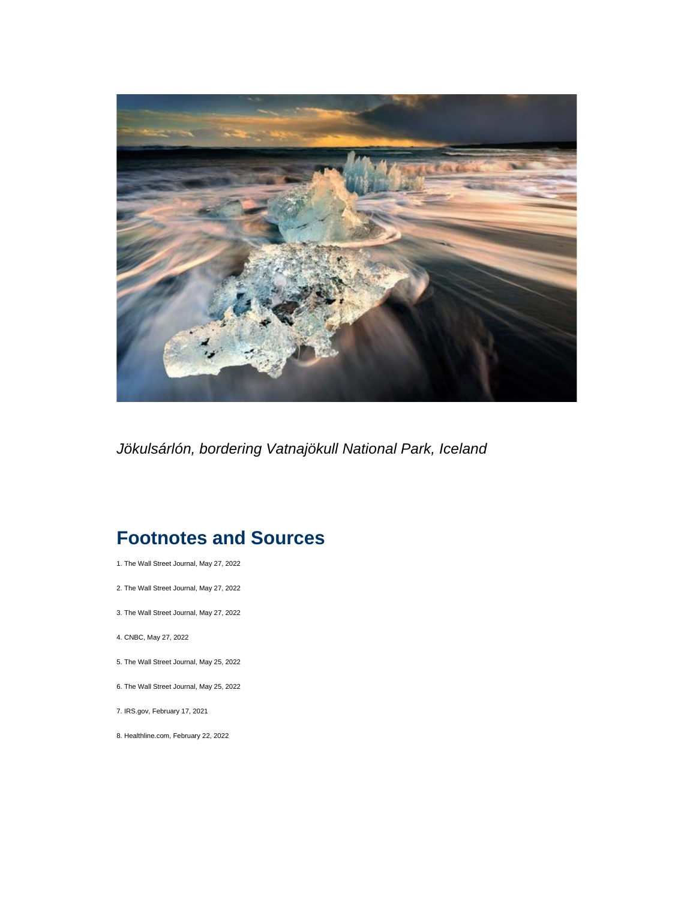*Jökulsárlón, bordering Vatnajökull National Park, Iceland*

## Footnotes and Sources

1. The Wall Street Journal, May 27, 2022
2. The Wall Street Journal, May 27, 2022
3. The Wall Street Journal, May 27, 2022
4. CNBC, May 27, 2022
5. The Wall Street Journal, May 25, 2022
6. The Wall Street Journal, May 25, 2022
7. IRS.gov, February 17, 2021
8. Healthline.com, February 22, 2022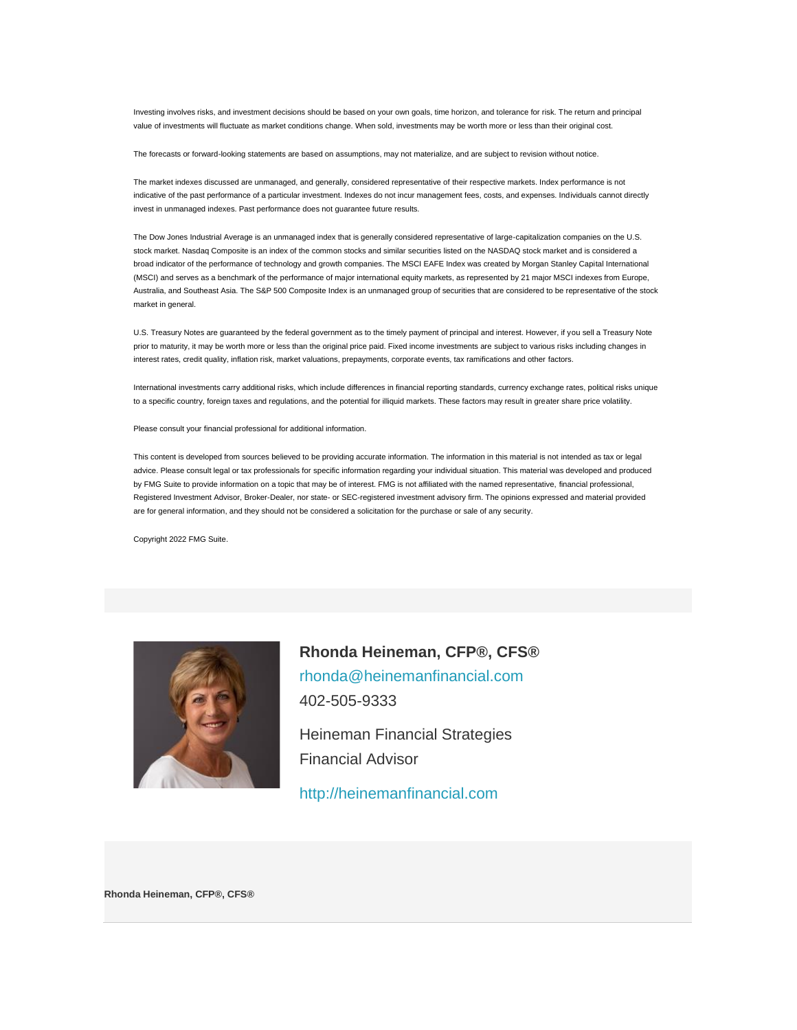Investing involves risks, and investment decisions should be based on your own goals, time horizon, and tolerance for risk. The return and principal value of investments will fluctuate as market conditions change. When sold, investments may be worth more or less than their original cost.

The forecasts or forward-looking statements are based on assumptions, may not materialize, and are subject to revision without notice.

The market indexes discussed are unmanaged, and generally, considered representative of their respective markets. Index performance is not indicative of the past performance of a particular investment. Indexes do not incur management fees, costs, and expenses. Individuals cannot directly invest in unmanaged indexes. Past performance does not guarantee future results.

The Dow Jones Industrial Average is an unmanaged index that is generally considered representative of large-capitalization companies on the U.S. stock market. Nasdaq Composite is an index of the common stocks and similar securities listed on the NASDAQ stock market and is considered a broad indicator of the performance of technology and growth companies. The MSCI EAFE Index was created by Morgan Stanley Capital International (MSCI) and serves as a benchmark of the performance of major international equity markets, as represented by 21 major MSCI indexes from Europe, Australia, and Southeast Asia. The S&P 500 Composite Index is an unmanaged group of securities that are considered to be representative of the stock market in general.

U.S. Treasury Notes are guaranteed by the federal government as to the timely payment of principal and interest. However, if you sell a Treasury Note prior to maturity, it may be worth more or less than the original price paid. Fixed income investments are subject to various risks including changes in interest rates, credit quality, inflation risk, market valuations, prepayments, corporate events, tax ramifications and other factors.

International investments carry additional risks, which include differences in financial reporting standards, currency exchange rates, political risks unique to a specific country, foreign taxes and regulations, and the potential for illiquid markets. These factors may result in greater share price volatility.

Please consult your financial professional for additional information.

This content is developed from sources believed to be providing accurate information. The information in this material is not intended as tax or legal advice. Please consult legal or tax professionals for specific information regarding your individual situation. This material was developed and produced by FMG Suite to provide information on a topic that may be of interest. FMG is not affiliated with the named representative, financial professional, Registered Investment Advisor, Broker-Dealer, nor state- or SEC-registered investment advisory firm. The opinions expressed and material provided are for general information, and they should not be considered a solicitation for the purchase or sale of any security.

Copyright 2022 FMG Suite.

**Rhonda Heineman, CFP®, CFS®**
rhonda@heinemanfinancial.com
402-505-9333

Heineman Financial Strategies
Financial Advisor

http://heinemanfinancial.com

**Rhonda Heineman, CFP®, CFS®**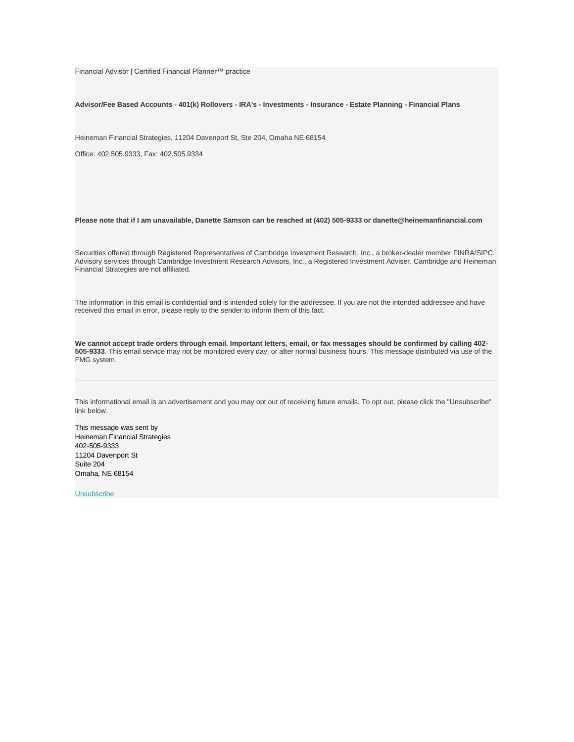Financial Advisor | Certified Financial Planner™ practice

**Advisor/Fee Based Accounts - 401(k) Rollovers - IRA's - Investments - Insurance - Estate Planning - Financial Plans**

Heineman Financial Strategies, 11204 Davenport St, Ste 204, Omaha NE 68154

Office: 402.505.9333, Fax: 402.505.9334

**Please note that if I am unavailable, Danette Samson can be reached at (402) 505-9333 or danette@heinemanfinancial.com**

Securities offered through Registered Representatives of Cambridge Investment Research, Inc., a broker-dealer member FINRA/SIPC. Advisory services through Cambridge Investment Research Advisors, Inc., a Registered Investment Adviser. Cambridge and Heineman Financial Strategies are not affiliated.

The information in this email is confidential and is intended solely for the addressee. If you are not the intended addressee and have received this email in error, please reply to the sender to inform them of this fact.

**We cannot accept trade orders through email. Important letters, email, or fax messages should be confirmed by calling 402-505-9333**. This email service may not be monitored every day, or after normal business hours. This message distributed via use of the FMG system.

---

This informational email is an advertisement and you may opt out of receiving future emails. To opt out, please click the "Unsubscribe" link below.

This message was sent by
Heineman Financial Strategies
402-505-9333
11204 Davenport St
Suite 204
Omaha, NE 68154

Unsubscribe